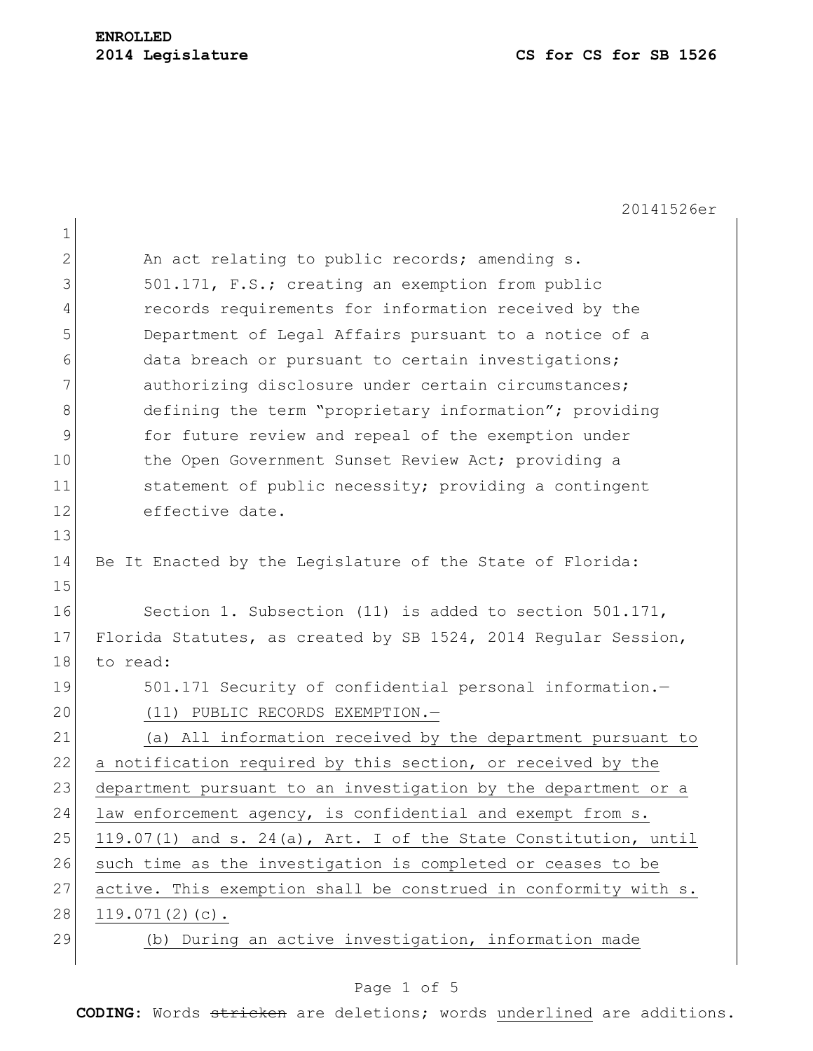**ENROLLED**

**2014 Legislature** **CS for CS for SB 1526**

20141526er

An act relating to public records; amending s. 501.171, F.S.; creating an exemption from public records requirements for information received by the Department of Legal Affairs pursuant to a notice of a data breach or pursuant to certain investigations; authorizing disclosure under certain circumstances; defining the term "proprietary information"; providing for future review and repeal of the exemption under the Open Government Sunset Review Act; providing a statement of public necessity; providing a contingent effective date.

Be It Enacted by the Legislature of the State of Florida:

Section 1. Subsection (11) is added to section 501.171, Florida Statutes, as created by SB 1524, 2014 Regular Session, to read:

501.171 Security of confidential personal information.—

(11) PUBLIC RECORDS EXEMPTION.—

(a) All information received by the department pursuant to a notification required by this section, or received by the department pursuant to an investigation by the department or a law enforcement agency, is confidential and exempt from s. 119.07(1) and s. 24(a), Art. I of the State Constitution, until such time as the investigation is completed or ceases to be active. This exemption shall be construed in conformity with s. 119.071(2)(c).

(b) During an active investigation, information made

**CODING:** Words ~~stricken~~ are deletions; words underlined are additions.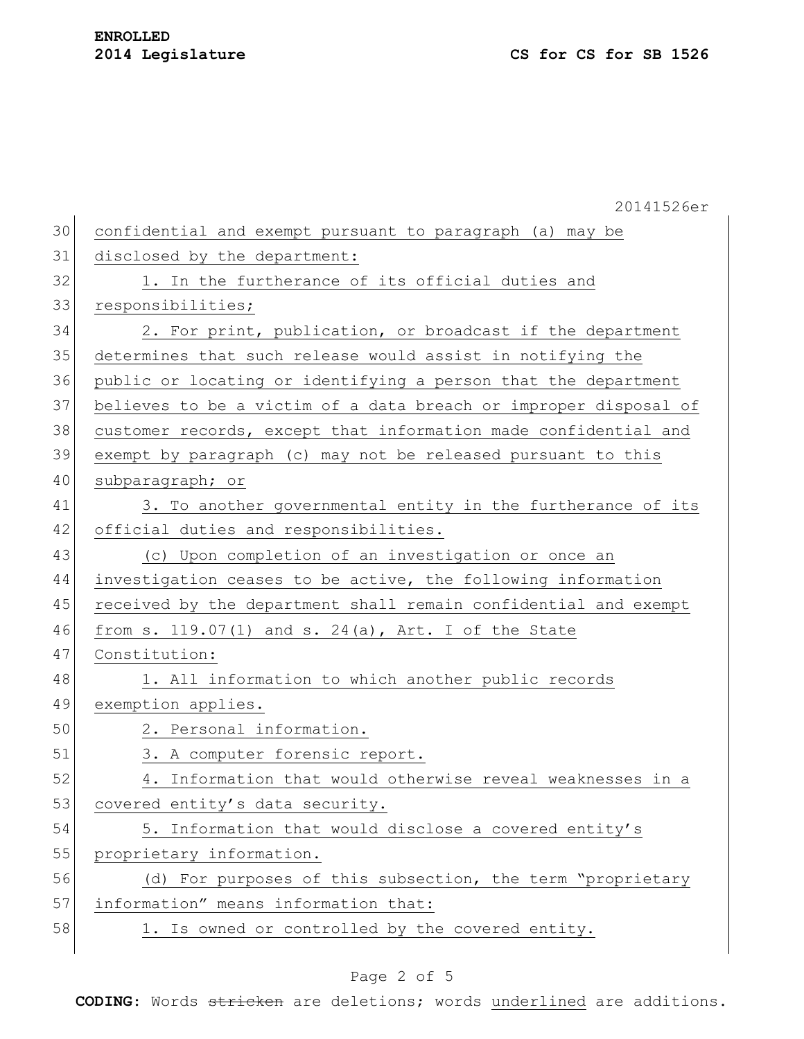confidential and exempt pursuant to paragraph (a) may be disclosed by the department:

1. In the furtherance of its official duties and responsibilities;

2. For print, publication, or broadcast if the department determines that such release would assist in notifying the public or locating or identifying a person that the department believes to be a victim of a data breach or improper disposal of customer records, except that information made confidential and exempt by paragraph (c) may not be released pursuant to this subparagraph; or

3. To another governmental entity in the furtherance of its official duties and responsibilities.

(c) Upon completion of an investigation or once an investigation ceases to be active, the following information received by the department shall remain confidential and exempt from s. 119.07(1) and s. 24(a), Art. I of the State Constitution:

1. All information to which another public records exemption applies.

2. Personal information.

3. A computer forensic report.

4. Information that would otherwise reveal weaknesses in a covered entity's data security.

5. Information that would disclose a covered entity's proprietary information.

(d) For purposes of this subsection, the term "proprietary information" means information that:

1. Is owned or controlled by the covered entity.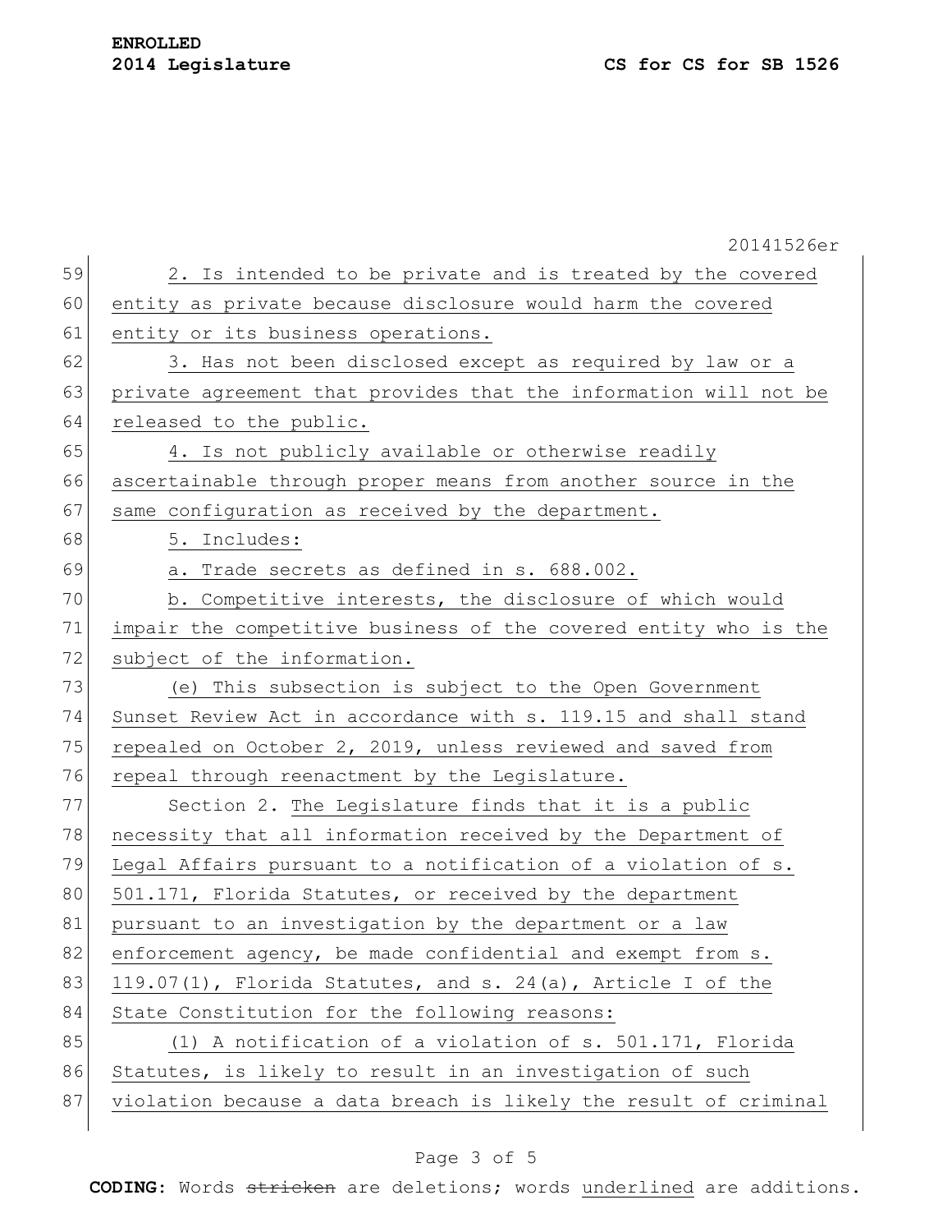2. Is intended to be private and is treated by the covered entity as private because disclosure would harm the covered entity or its business operations.

3. Has not been disclosed except as required by law or a private agreement that provides that the information will not be released to the public.

4. Is not publicly available or otherwise readily ascertainable through proper means from another source in the same configuration as received by the department.

5. Includes:

a. Trade secrets as defined in s. 688.002.

b. Competitive interests, the disclosure of which would impair the competitive business of the covered entity who is the subject of the information.

(e) This subsection is subject to the Open Government Sunset Review Act in accordance with s. 119.15 and shall stand repealed on October 2, 2019, unless reviewed and saved from repeal through reenactment by the Legislature.

Section 2. The Legislature finds that it is a public necessity that all information received by the Department of Legal Affairs pursuant to a notification of a violation of s. 501.171, Florida Statutes, or received by the department pursuant to an investigation by the department or a law enforcement agency, be made confidential and exempt from s. 119.07(1), Florida Statutes, and s. 24(a), Article I of the State Constitution for the following reasons:

(1) A notification of a violation of s. 501.171, Florida Statutes, is likely to result in an investigation of such violation because a data breach is likely the result of criminal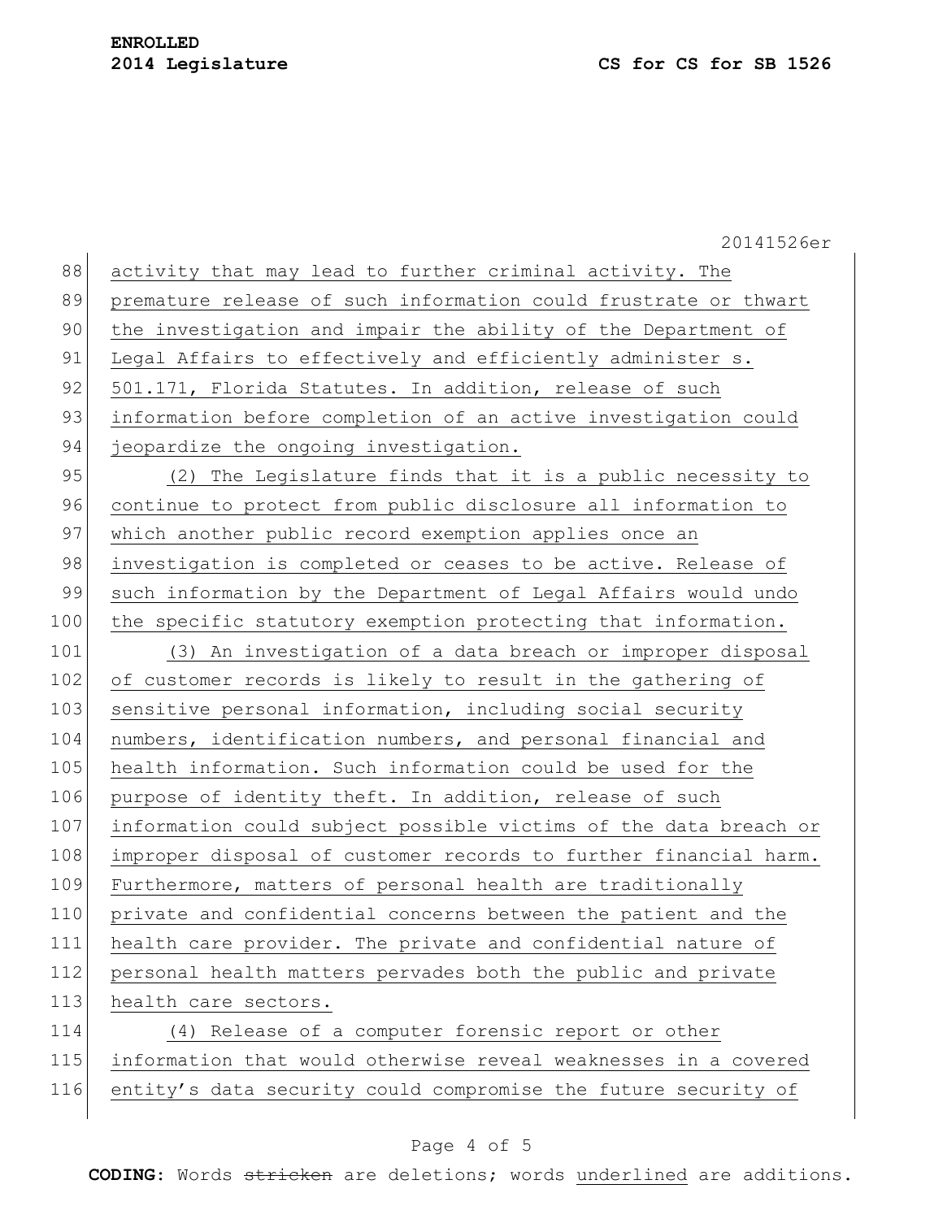activity that may lead to further criminal activity. The premature release of such information could frustrate or thwart the investigation and impair the ability of the Department of Legal Affairs to effectively and efficiently administer s. 501.171, Florida Statutes. In addition, release of such information before completion of an active investigation could jeopardize the ongoing investigation.

(2) The Legislature finds that it is a public necessity to continue to protect from public disclosure all information to which another public record exemption applies once an investigation is completed or ceases to be active. Release of such information by the Department of Legal Affairs would undo the specific statutory exemption protecting that information.

(3) An investigation of a data breach or improper disposal of customer records is likely to result in the gathering of sensitive personal information, including social security numbers, identification numbers, and personal financial and health information. Such information could be used for the purpose of identity theft. In addition, release of such information could subject possible victims of the data breach or improper disposal of customer records to further financial harm. Furthermore, matters of personal health are traditionally private and confidential concerns between the patient and the health care provider. The private and confidential nature of personal health matters pervades both the public and private health care sectors.

(4) Release of a computer forensic report or other information that would otherwise reveal weaknesses in a covered entity's data security could compromise the future security of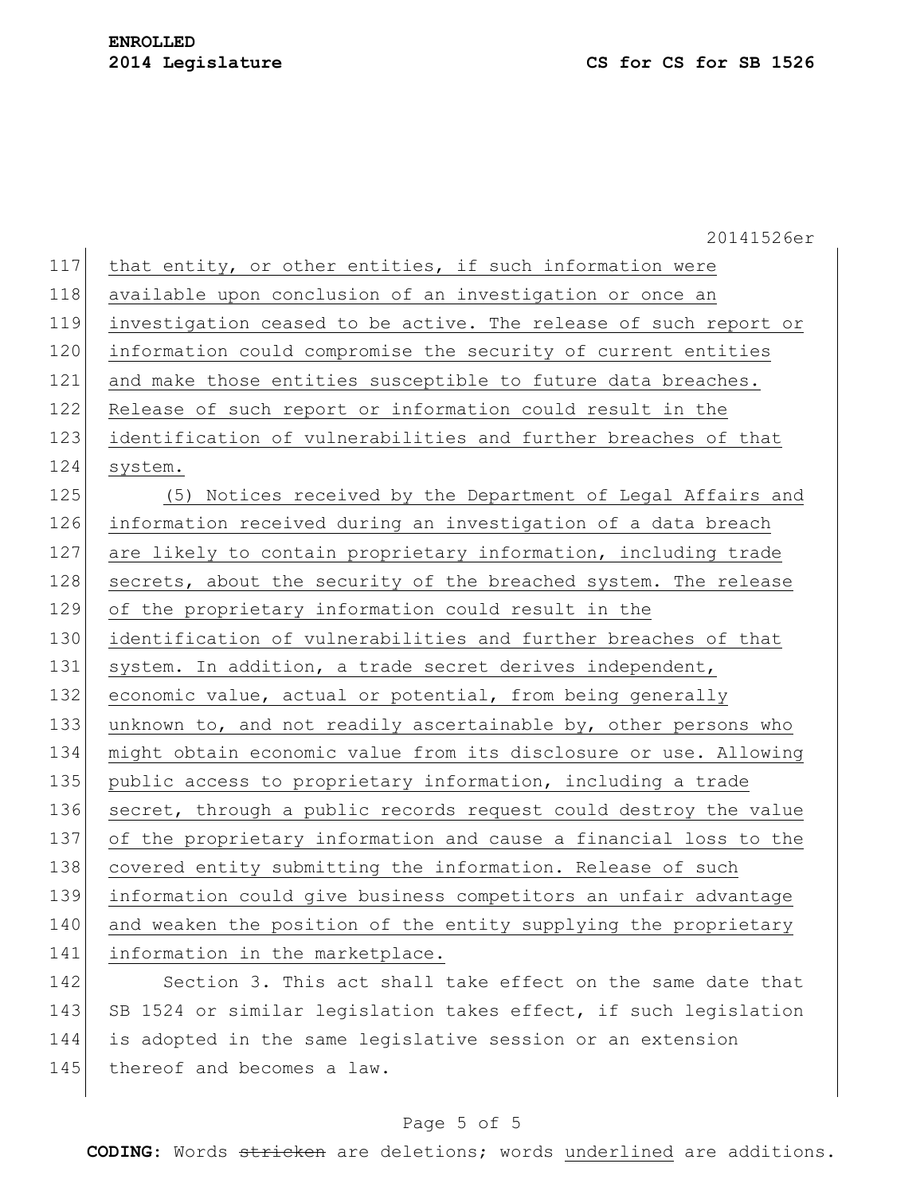that entity, or other entities, if such information were available upon conclusion of an investigation or once an investigation ceased to be active. The release of such report or information could compromise the security of current entities and make those entities susceptible to future data breaches. Release of such report or information could result in the identification of vulnerabilities and further breaches of that system.

(5) Notices received by the Department of Legal Affairs and information received during an investigation of a data breach are likely to contain proprietary information, including trade secrets, about the security of the breached system. The release of the proprietary information could result in the identification of vulnerabilities and further breaches of that system. In addition, a trade secret derives independent, economic value, actual or potential, from being generally unknown to, and not readily ascertainable by, other persons who might obtain economic value from its disclosure or use. Allowing public access to proprietary information, including a trade secret, through a public records request could destroy the value of the proprietary information and cause a financial loss to the covered entity submitting the information. Release of such information could give business competitors an unfair advantage and weaken the position of the entity supplying the proprietary information in the marketplace.

Section 3. This act shall take effect on the same date that SB 1524 or similar legislation takes effect, if such legislation is adopted in the same legislative session or an extension thereof and becomes a law.